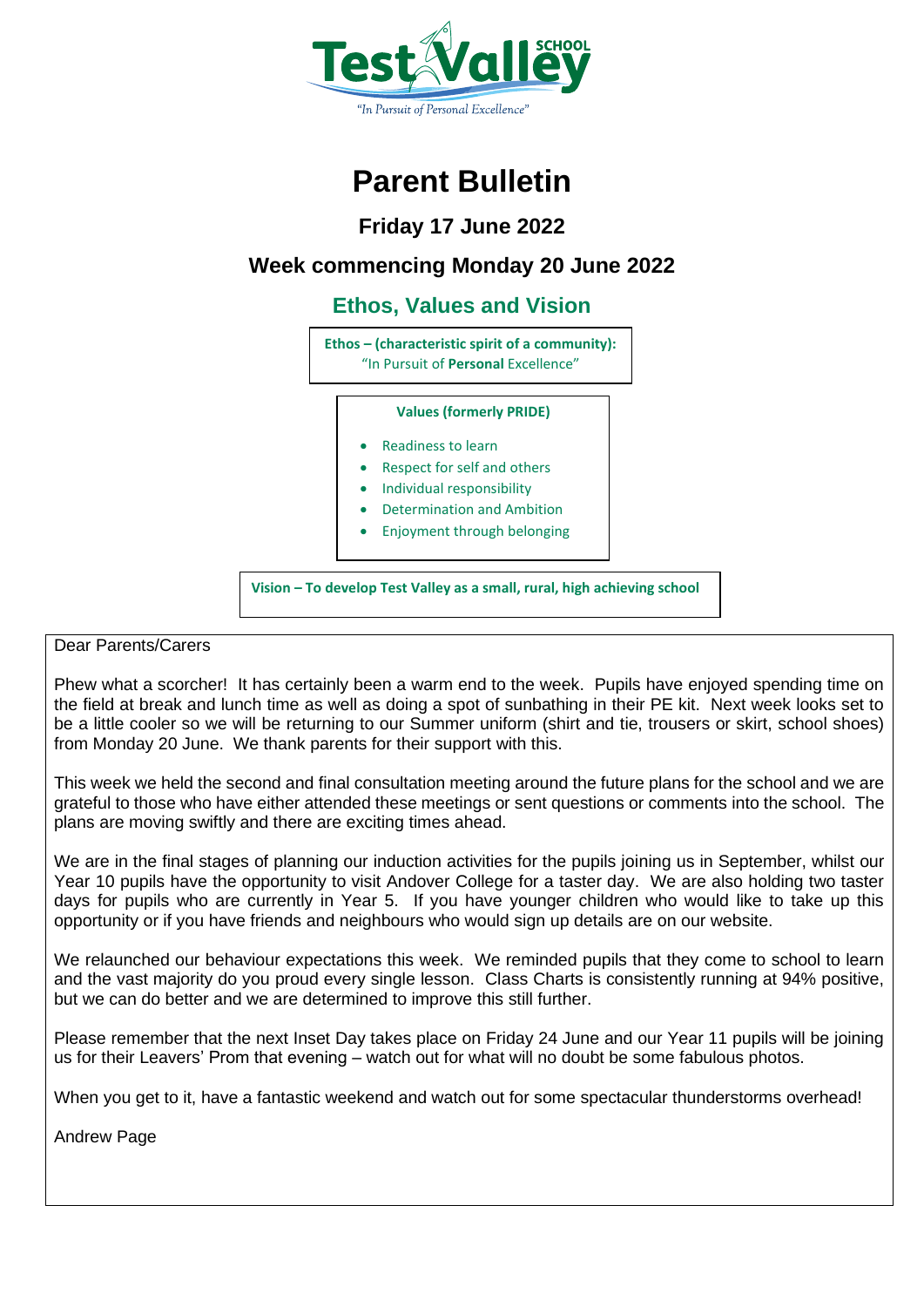Test Valley SCHOOL

"In Pursuit of Personal Excellence"

# Parent Bulletin

## Friday 17 June 2022

## Week commencing Monday 20 June 2022

## Ethos, Values and Vision

**Ethos – (characteristic spirit of a community):**
"In Pursuit of **Personal** Excellence"

**Values (formerly PRIDE)**

- Readiness to learn
- Respect for self and others
- Individual responsibility
- Determination and Ambition
- Enjoyment through belonging

**Vision – To develop Test Valley as a small, rural, high achieving school**

Dear Parents/Carers

Phew what a scorcher! It has certainly been a warm end to the week. Pupils have enjoyed spending time on the field at break and lunch time as well as doing a spot of sunbathing in their PE kit. Next week looks set to be a little cooler so we will be returning to our Summer uniform (shirt and tie, trousers or skirt, school shoes) from Monday 20 June. We thank parents for their support with this.

This week we held the second and final consultation meeting around the future plans for the school and we are grateful to those who have either attended these meetings or sent questions or comments into the school. The plans are moving swiftly and there are exciting times ahead.

We are in the final stages of planning our induction activities for the pupils joining us in September, whilst our Year 10 pupils have the opportunity to visit Andover College for a taster day. We are also holding two taster days for pupils who are currently in Year 5. If you have younger children who would like to take up this opportunity or if you have friends and neighbours who would sign up details are on our website.

We relaunched our behaviour expectations this week. We reminded pupils that they come to school to learn and the vast majority do you proud every single lesson. Class Charts is consistently running at 94% positive, but we can do better and we are determined to improve this still further.

Please remember that the next Inset Day takes place on Friday 24 June and our Year 11 pupils will be joining us for their Leavers' Prom that evening – watch out for what will no doubt be some fabulous photos.

When you get to it, have a fantastic weekend and watch out for some spectacular thunderstorms overhead!

Andrew Page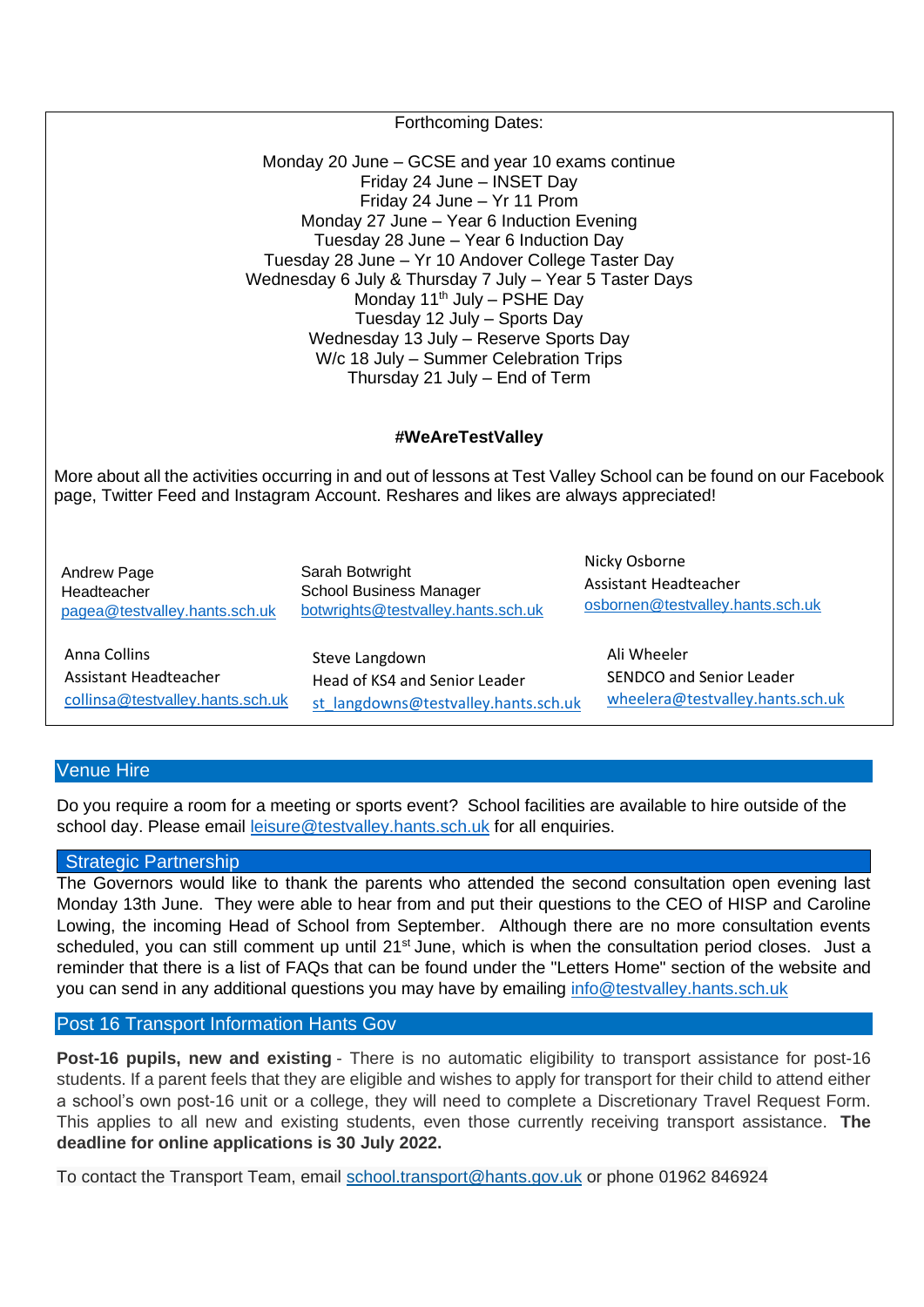Forthcoming Dates:

Monday 20 June – GCSE and year 10 exams continue
Friday 24 June – INSET Day
Friday 24 June – Yr 11 Prom
Monday 27 June – Year 6 Induction Evening
Tuesday 28 June – Year 6 Induction Day
Tuesday 28 June – Yr 10 Andover College Taster Day
Wednesday 6 July & Thursday 7 July – Year 5 Taster Days
Monday 11th July – PSHE Day
Tuesday 12 July – Sports Day
Wednesday 13 July – Reserve Sports Day
W/c 18 July – Summer Celebration Trips
Thursday 21 July – End of Term

**#WeAreTestValley**

More about all the activities occurring in and out of lessons at Test Valley School can be found on our Facebook page, Twitter Feed and Instagram Account. Reshares and likes are always appreciated!

Andrew Page
Headteacher
pagea@testvalley.hants.sch.uk

Sarah Botwright
School Business Manager
botwrights@testvalley.hants.sch.uk

Nicky Osborne
Assistant Headteacher
osbornen@testvalley.hants.sch.uk

Anna Collins
Assistant Headteacher
collinsa@testvalley.hants.sch.uk

Steve Langdown
Head of KS4 and Senior Leader
st_langdowns@testvalley.hants.sch.uk

Ali Wheeler
SENDCO and Senior Leader
wheelera@testvalley.hants.sch.uk

## Venue Hire

Do you require a room for a meeting or sports event? School facilities are available to hire outside of the school day. Please email leisure@testvalley.hants.sch.uk for all enquiries.

## Strategic Partnership

The Governors would like to thank the parents who attended the second consultation open evening last Monday 13th June. They were able to hear from and put their questions to the CEO of HISP and Caroline Lowing, the incoming Head of School from September. Although there are no more consultation events scheduled, you can still comment up until 21st June, which is when the consultation period closes. Just a reminder that there is a list of FAQs that can be found under the "Letters Home" section of the website and you can send in any additional questions you may have by emailing info@testvalley.hants.sch.uk

## Post 16 Transport Information Hants Gov

**Post-16 pupils, new and existing** - There is no automatic eligibility to transport assistance for post-16 students. If a parent feels that they are eligible and wishes to apply for transport for their child to attend either a school's own post-16 unit or a college, they will need to complete a Discretionary Travel Request Form. This applies to all new and existing students, even those currently receiving transport assistance. **The deadline for online applications is 30 July 2022.**

To contact the Transport Team, email school.transport@hants.gov.uk or phone 01962 846924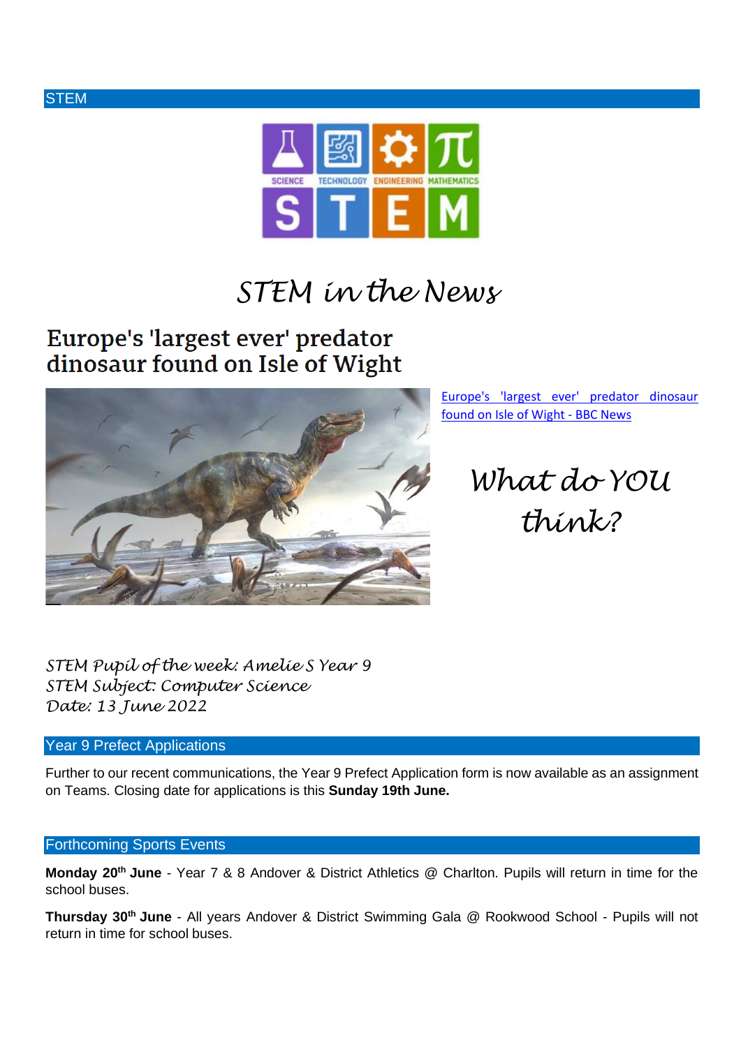## STEM

# STEM in the News

## Europe's 'largest ever' predator dinosaur found on Isle of Wight

[Europe's 'largest ever' predator dinosaur found on Isle of Wight - BBC News]

*What do YOU think?*

*STEM Pupil of the week: Amelie S Year 9*
*STEM Subject: Computer Science*
*Date: 13 June 2022*

## Year 9 Prefect Applications

Further to our recent communications, the Year 9 Prefect Application form is now available as an assignment on Teams. Closing date for applications is this **Sunday 19th June.**

## Forthcoming Sports Events

**Monday 20th June** - Year 7 & 8 Andover & District Athletics @ Charlton. Pupils will return in time for the school buses.

**Thursday 30th June** - All years Andover & District Swimming Gala @ Rookwood School - Pupils will not return in time for school buses.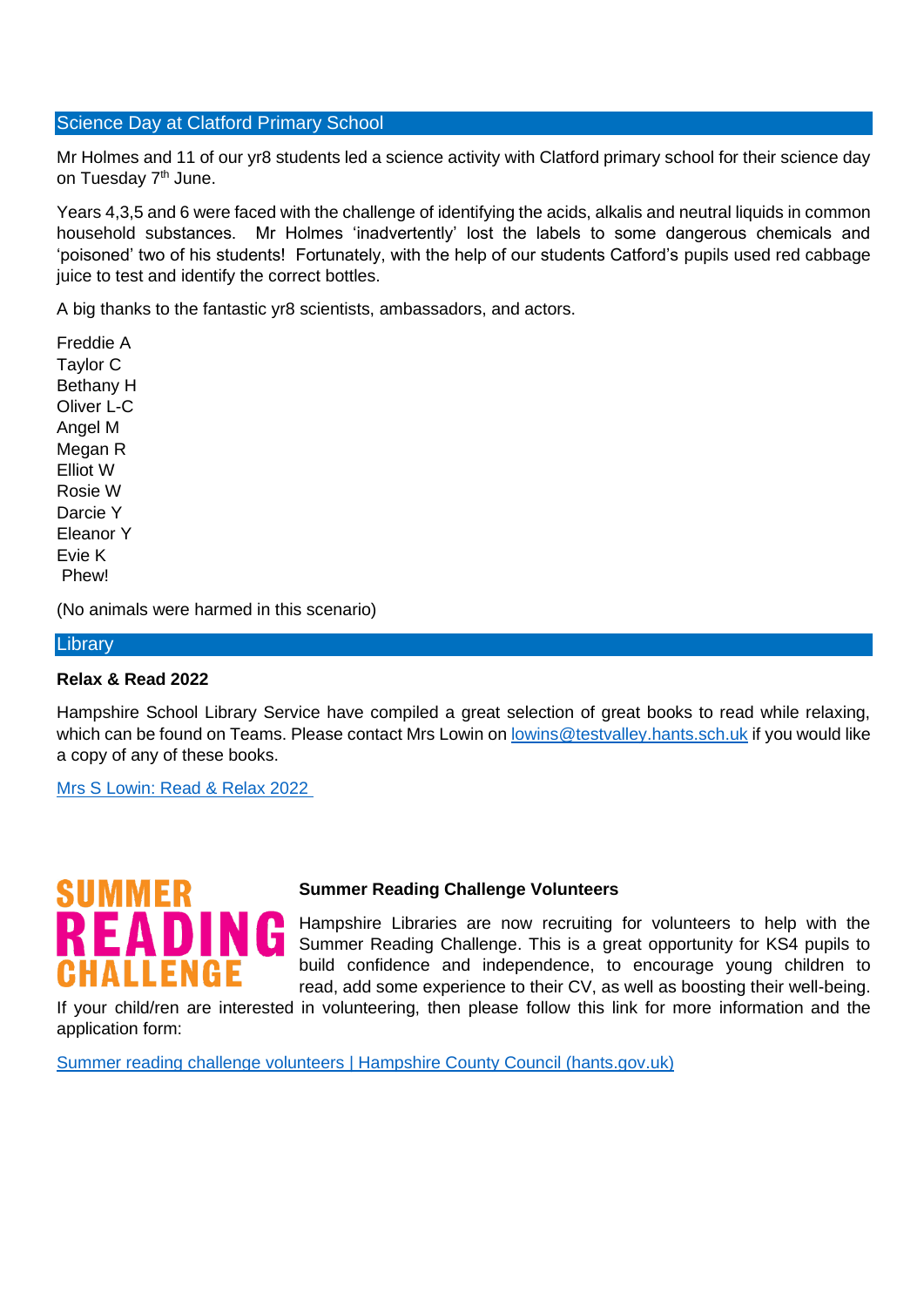## Science Day at Clatford Primary School

Mr Holmes and 11 of our yr8 students led a science activity with Clatford primary school for their science day on Tuesday 7th June.

Years 4,3,5 and 6 were faced with the challenge of identifying the acids, alkalis and neutral liquids in common household substances. Mr Holmes 'inadvertently' lost the labels to some dangerous chemicals and 'poisoned' two of his students! Fortunately, with the help of our students Catford's pupils used red cabbage juice to test and identify the correct bottles.

A big thanks to the fantastic yr8 scientists, ambassadors, and actors.

Freddie A
Taylor C
Bethany H
Oliver L-C
Angel M
Megan R
Elliot W
Rosie W
Darcie Y
Eleanor Y
Evie K
Phew!

(No animals were harmed in this scenario)

## Library

**Relax & Read 2022**

Hampshire School Library Service have compiled a great selection of great books to read while relaxing, which can be found on Teams. Please contact Mrs Lowin on lowins@testvalley.hants.sch.uk if you would like a copy of any of these books.

Mrs S Lowin: Read & Relax 2022

SUMMER READING CHALLENGE

**Summer Reading Challenge Volunteers**

Hampshire Libraries are now recruiting for volunteers to help with the Summer Reading Challenge. This is a great opportunity for KS4 pupils to build confidence and independence, to encourage young children to read, add some experience to their CV, as well as boosting their well-being. If your child/ren are interested in volunteering, then please follow this link for more information and the application form:

Summer reading challenge volunteers | Hampshire County Council (hants.gov.uk)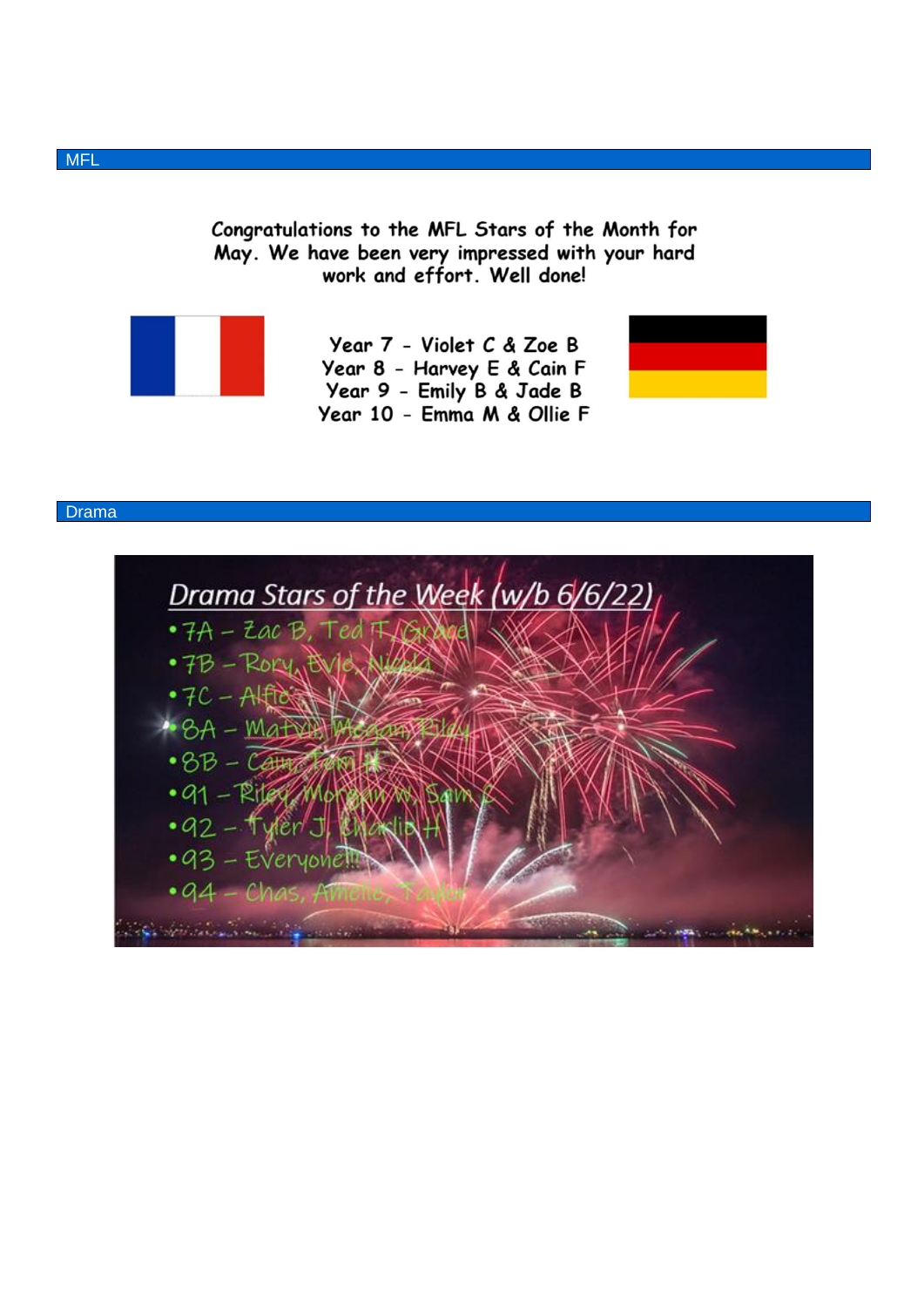## MFL

Congratulations to the MFL Stars of the Month for May. We have been very impressed with your hard work and effort. Well done!

Year 7 - Violet C & Zoe B
Year 8 - Harvey E & Cain F
Year 9 - Emily B & Jade B
Year 10 - Emma M & Ollie F

## Drama

Drama Stars of the Week (w/b 6/6/22)

- 7A – Zac B, Ted T, Grace
- 7B – Rory, Evie, Nicola
- 7C – Alfie
- 8A – Matvii, Megan, Riley
- 8B – Cain, Tom H
- 91 – Riley, Morgan W, Sam C
- 92 – Tyler J, Charlie H
- 93 – Everyone!!
- 94 – Chas, Amelie, Taylor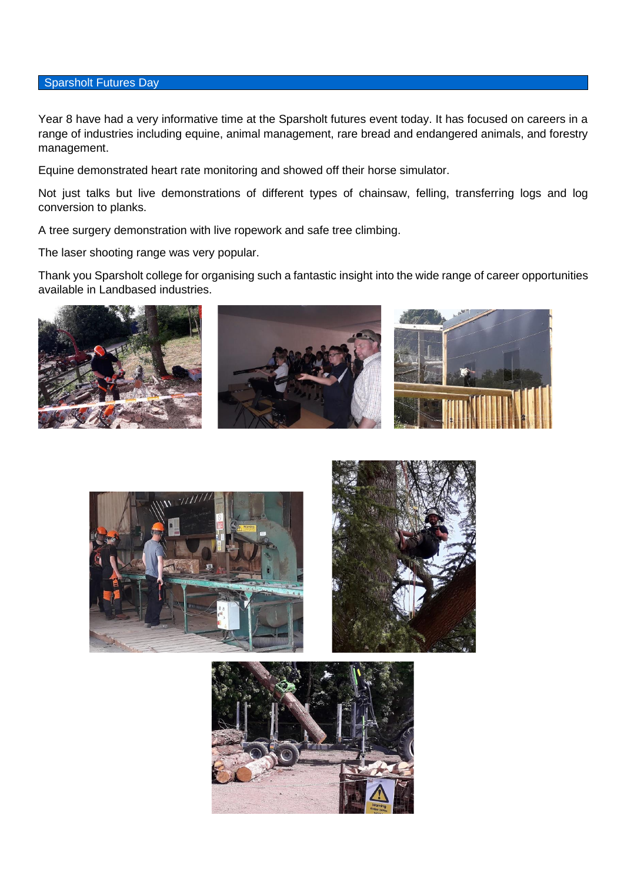## Sparsholt Futures Day

Year 8 have had a very informative time at the Sparsholt futures event today. It has focused on careers in a range of industries including equine, animal management, rare bread and endangered animals, and forestry management.

Equine demonstrated heart rate monitoring and showed off their horse simulator.

Not just talks but live demonstrations of different types of chainsaw, felling, transferring logs and log conversion to planks.

A tree surgery demonstration with live ropework and safe tree climbing.

The laser shooting range was very popular.

Thank you Sparsholt college for organising such a fantastic insight into the wide range of career opportunities available in Landbased industries.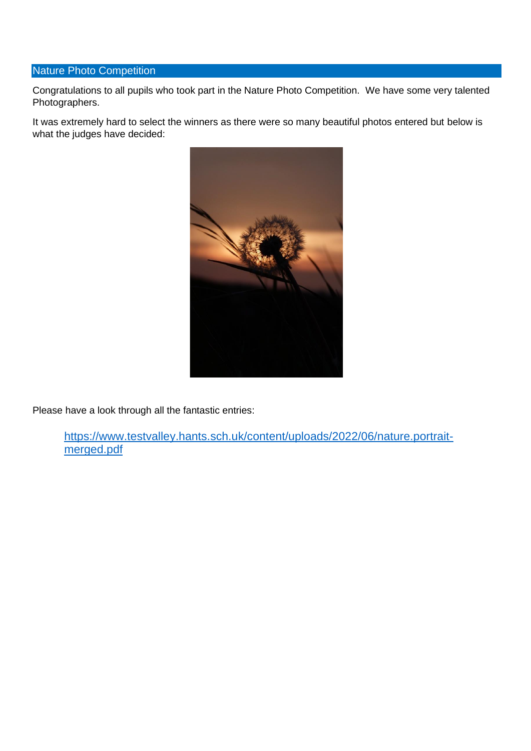## Nature Photo Competition

Congratulations to all pupils who took part in the Nature Photo Competition. We have some very talented Photographers.

It was extremely hard to select the winners as there were so many beautiful photos entered but below is what the judges have decided:

Please have a look through all the fantastic entries:

> https://www.testvalley.hants.sch.uk/content/uploads/2022/06/nature.portrait-merged.pdf